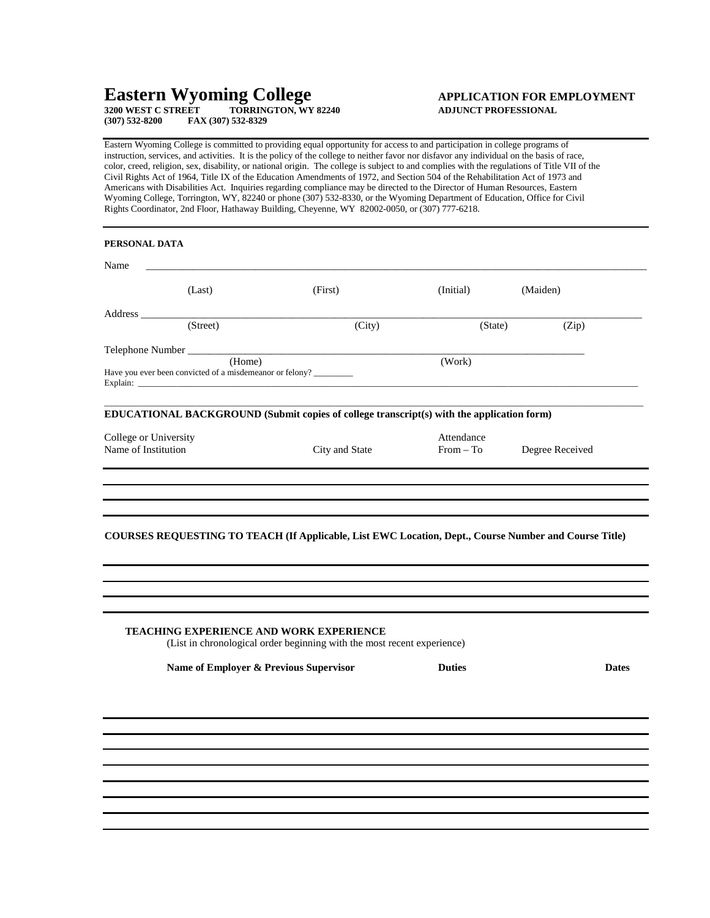# Eastern Wyoming College

**3200 WEST C STREET TORRINGTON, WY 82240**
**(307) 532-8200 FAX (307) 532-8329**

**APPLICATION FOR EMPLOYMENT**
**ADJUNCT PROFESSIONAL**

Eastern Wyoming College is committed to providing equal opportunity for access to and participation in college programs of instruction, services, and activities. It is the policy of the college to neither favor nor disfavor any individual on the basis of race, color, creed, religion, sex, disability, or national origin. The college is subject to and complies with the regulations of Title VII of the Civil Rights Act of 1964, Title IX of the Education Amendments of 1972, and Section 504 of the Rehabilitation Act of 1973 and Americans with Disabilities Act. Inquiries regarding compliance may be directed to the Director of Human Resources, Eastern Wyoming College, Torrington, WY, 82240 or phone (307) 532-8330, or the Wyoming Department of Education, Office for Civil Rights Coordinator, 2nd Floor, Hathaway Building, Cheyenne, WY 82002-0050, or (307) 777-6218.

**PERSONAL DATA**

Name ____________________________________________________________

(Last) (First) (Initial) (Maiden)

Address __________________________________________________________

(Street) (City) (State) (Zip)

Telephone Number _________________________________________________

(Home) (Work)

Have you ever been convicted of a misdemeanor or felony? _________

Explain: __________________________________________________________

**EDUCATIONAL BACKGROUND (Submit copies of college transcript(s) with the application form)**

| College or University Name of Institution | City and State | Attendance From – To | Degree Received |
|---|---|---|---|
| | | | |
| | | | |
| | | | |

**COURSES REQUESTING TO TEACH (If Applicable, List EWC Location, Dept., Course Number and Course Title)**

______________________________________________________________

______________________________________________________________

______________________________________________________________

**TEACHING EXPERIENCE AND WORK EXPERIENCE**

(List in chronological order beginning with the most recent experience)

| Name of Employer & Previous Supervisor | Duties | Dates |
|---|---|---|
| | | |
| | | |
| | | |
| | | |
| | | |
| | | |
| | | |
| | | |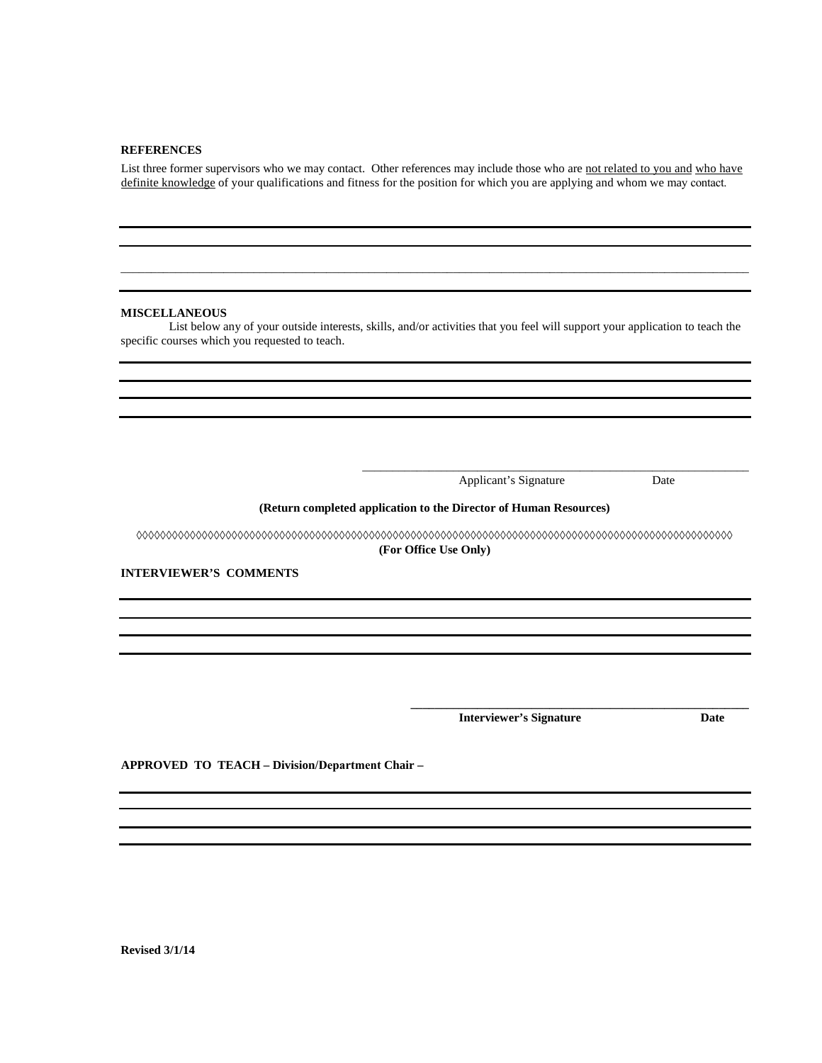**REFERENCES**

List three former supervisors who we may contact. Other references may include those who are not related to you and who have definite knowledge of your qualifications and fitness for the position for which you are applying and whom we may contact.

---

---

---

---

**MISCELLANEOUS**

List below any of your outside interests, skills, and/or activities that you feel will support your application to teach the specific courses which you requested to teach.

---

---

---

---

\_\_\_\_\_\_\_\_\_\_\_\_\_\_\_\_\_\_\_\_\_\_\_\_\_\_\_\_\_\_\_\_\_\_\_\_\_\_\_\_\_\_\_\_\_\_\_\_\_\_\_\_\_\_\_\_\_\_\_\_

Applicant's Signature Date

**(Return completed application to the Director of Human Resources)**

◊◊◊◊◊◊◊◊◊◊◊◊◊◊◊◊◊◊◊◊◊◊◊◊◊◊◊◊◊◊◊◊◊◊◊◊◊◊◊◊◊◊◊◊◊◊◊◊◊◊◊◊◊◊◊◊◊◊◊◊◊◊◊◊◊◊◊◊◊◊◊◊◊◊◊◊◊◊◊◊◊◊◊◊◊◊◊◊◊◊◊◊◊◊◊◊◊◊◊◊

**(For Office Use Only)**

**INTERVIEWER'S COMMENTS**

---

---

---

---

\_\_\_\_\_\_\_\_\_\_\_\_\_\_\_\_\_\_\_\_\_\_\_\_\_\_\_\_\_\_\_\_\_\_\_\_\_\_\_\_\_\_\_\_\_\_\_\_\_\_\_\_\_\_\_\_

**Interviewer's Signature Date**

**APPROVED TO TEACH – Division/Department Chair –**

---

---

---

---

**Revised 3/1/14**